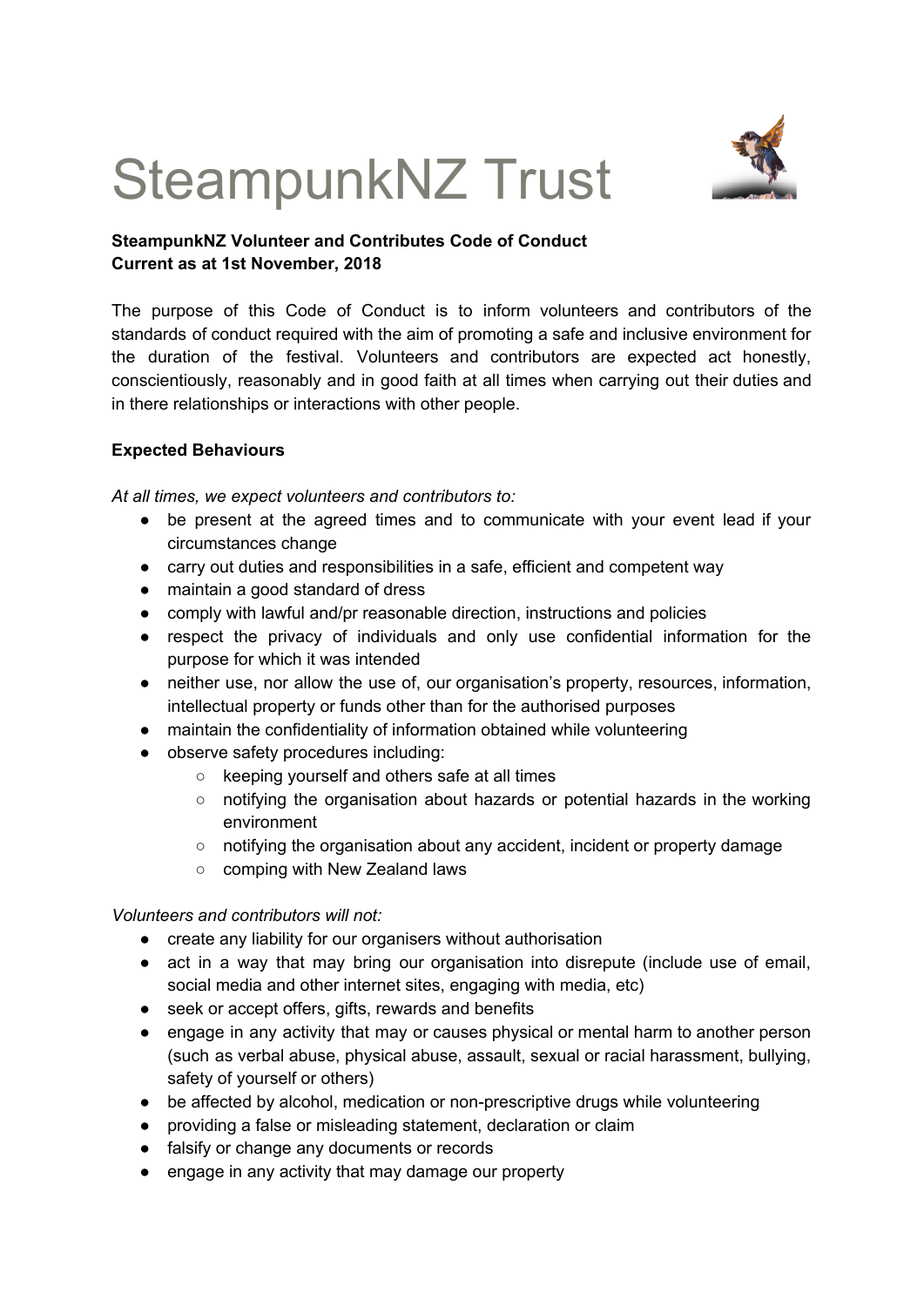# SteampunkNZ Trust

**SteampunkNZ Volunteer and Contributes Code of Conduct**
**Current as at 1st November, 2018**

The purpose of this Code of Conduct is to inform volunteers and contributors of the standards of conduct required with the aim of promoting a safe and inclusive environment for the duration of the festival. Volunteers and contributors are expected act honestly, conscientiously, reasonably and in good faith at all times when carrying out their duties and in there relationships or interactions with other people.

**Expected Behaviours**

*At all times, we expect volunteers and contributors to:*

- be present at the agreed times and to communicate with your event lead if your circumstances change
- carry out duties and responsibilities in a safe, efficient and competent way
- maintain a good standard of dress
- comply with lawful and/pr reasonable direction, instructions and policies
- respect the privacy of individuals and only use confidential information for the purpose for which it was intended
- neither use, nor allow the use of, our organisation's property, resources, information, intellectual property or funds other than for the authorised purposes
- maintain the confidentiality of information obtained while volunteering
- observe safety procedures including:
  - keeping yourself and others safe at all times
  - notifying the organisation about hazards or potential hazards in the working environment
  - notifying the organisation about any accident, incident or property damage
  - comping with New Zealand laws

*Volunteers and contributors will not:*

- create any liability for our organisers without authorisation
- act in a way that may bring our organisation into disrepute (include use of email, social media and other internet sites, engaging with media, etc)
- seek or accept offers, gifts, rewards and benefits
- engage in any activity that may or causes physical or mental harm to another person (such as verbal abuse, physical abuse, assault, sexual or racial harassment, bullying, safety of yourself or others)
- be affected by alcohol, medication or non-prescriptive drugs while volunteering
- providing a false or misleading statement, declaration or claim
- falsify or change any documents or records
- engage in any activity that may damage our property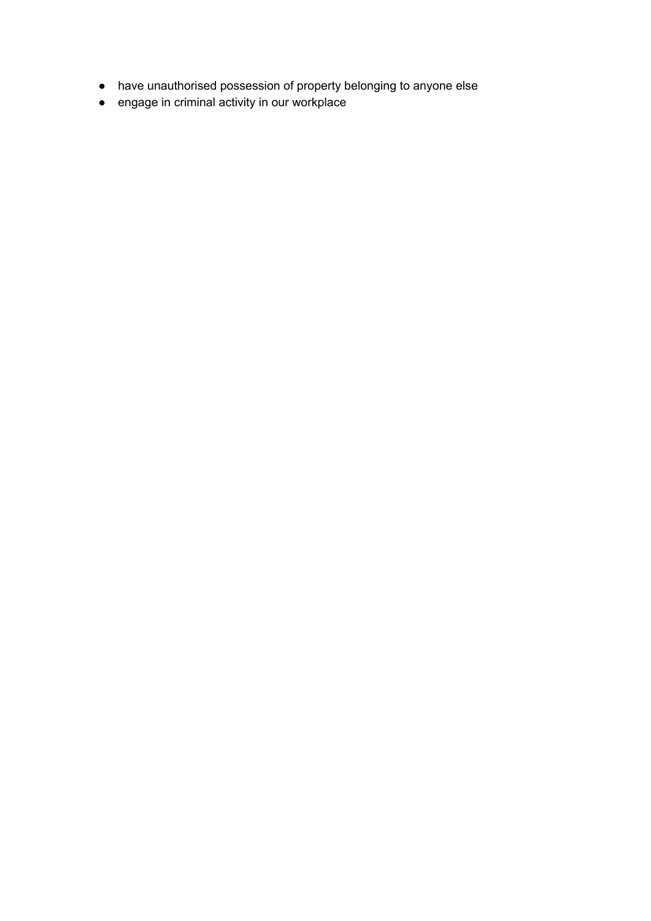- have unauthorised possession of property belonging to anyone else
- engage in criminal activity in our workplace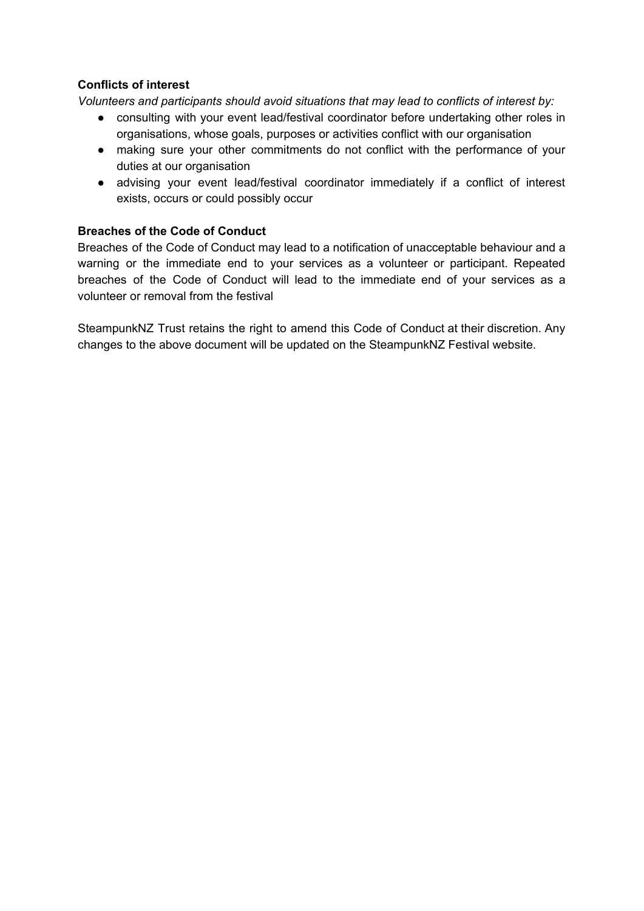**Conflicts of interest**

*Volunteers and participants should avoid situations that may lead to conflicts of interest by:*

- consulting with your event lead/festival coordinator before undertaking other roles in organisations, whose goals, purposes or activities conflict with our organisation
- making sure your other commitments do not conflict with the performance of your duties at our organisation
- advising your event lead/festival coordinator immediately if a conflict of interest exists, occurs or could possibly occur

**Breaches of the Code of Conduct**

Breaches of the Code of Conduct may lead to a notification of unacceptable behaviour and a warning or the immediate end to your services as a volunteer or participant. Repeated breaches of the Code of Conduct will lead to the immediate end of your services as a volunteer or removal from the festival

SteampunkNZ Trust retains the right to amend this Code of Conduct at their discretion. Any changes to the above document will be updated on the SteampunkNZ Festival website.